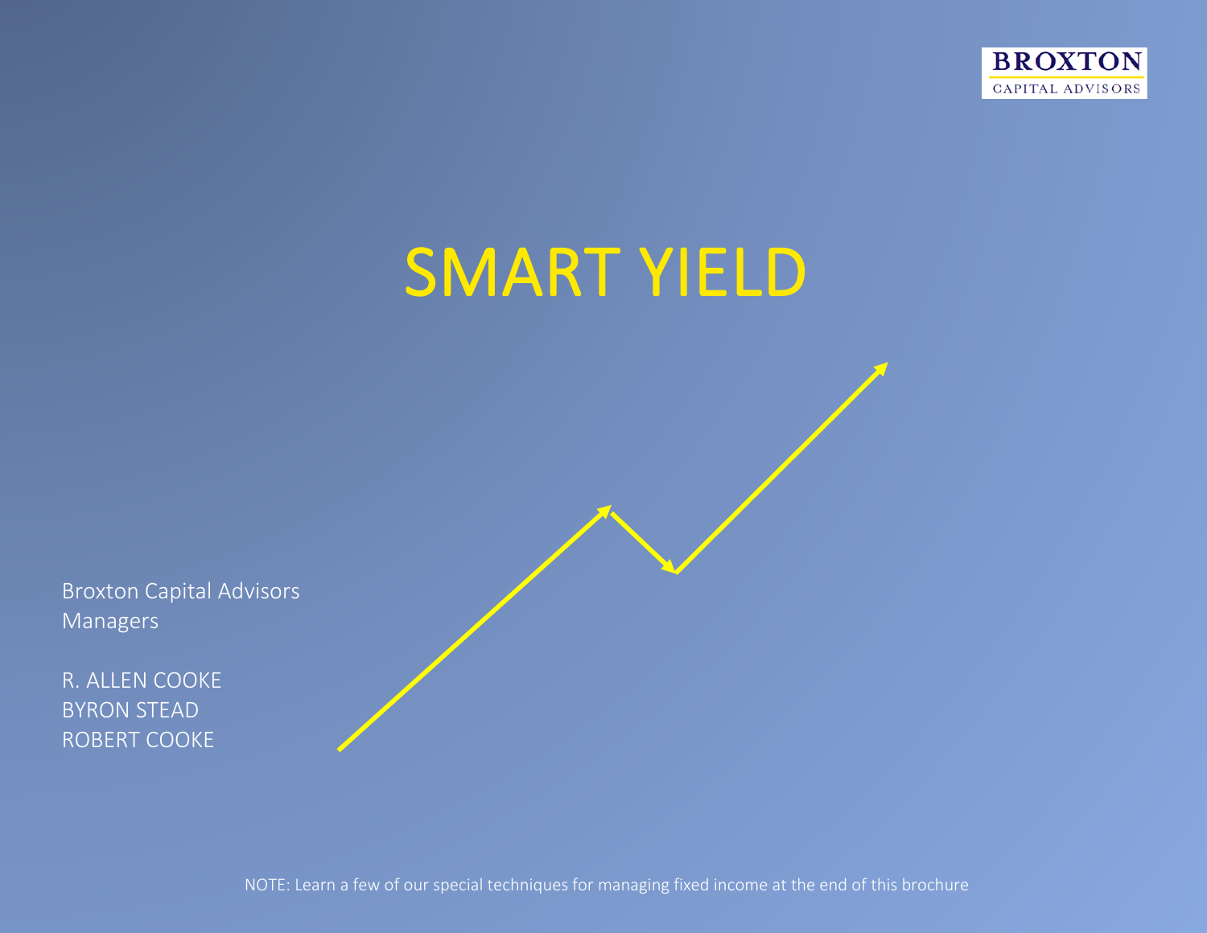BROXTON
CAPITAL ADVISORS

# SMART YIELD

Broxton Capital Advisors
Managers

R. ALLEN COOKE
BYRON STEAD
ROBERT COOKE

NOTE: Learn a few of our special techniques for managing fixed income at the end of this brochure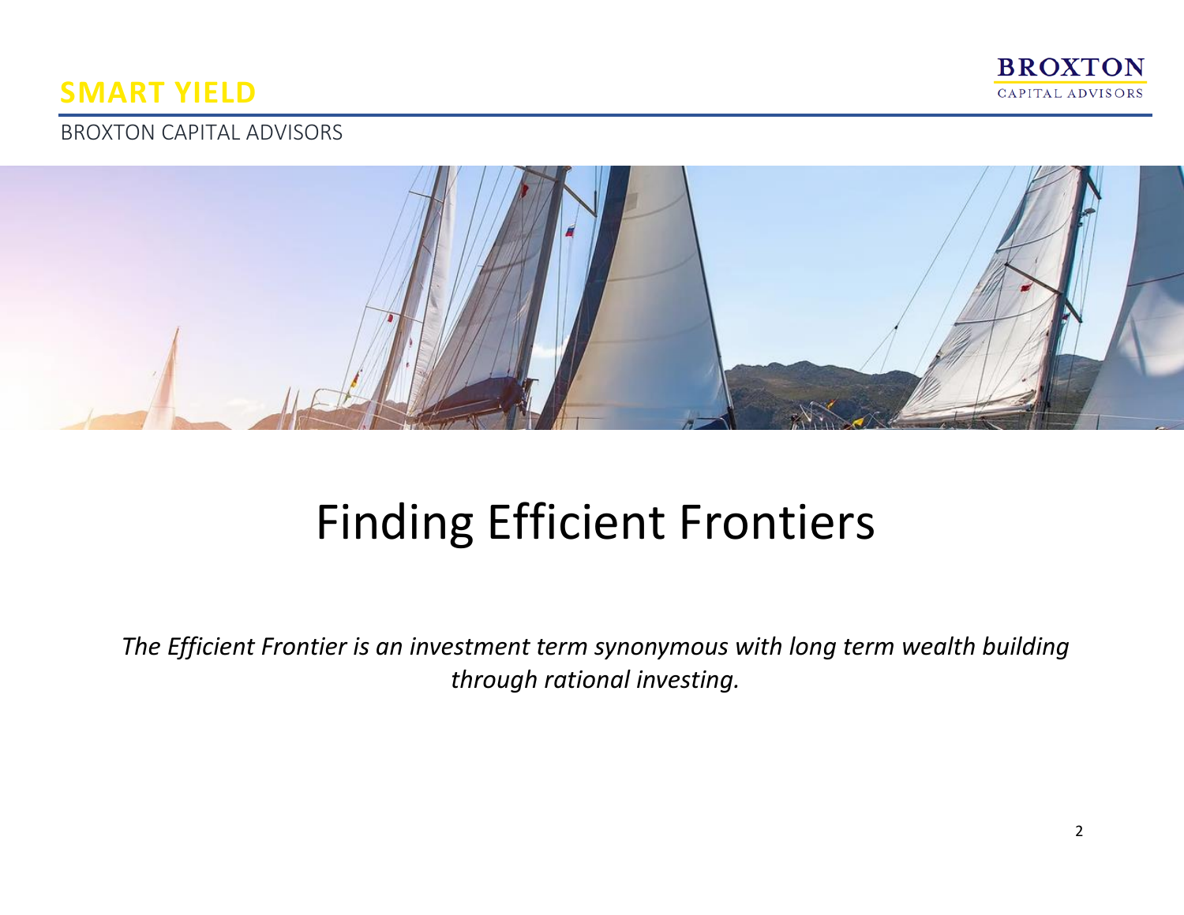# Finding Efficient Frontiers

*The Efficient Frontier is an investment term synonymous with long term wealth building through rational investing.*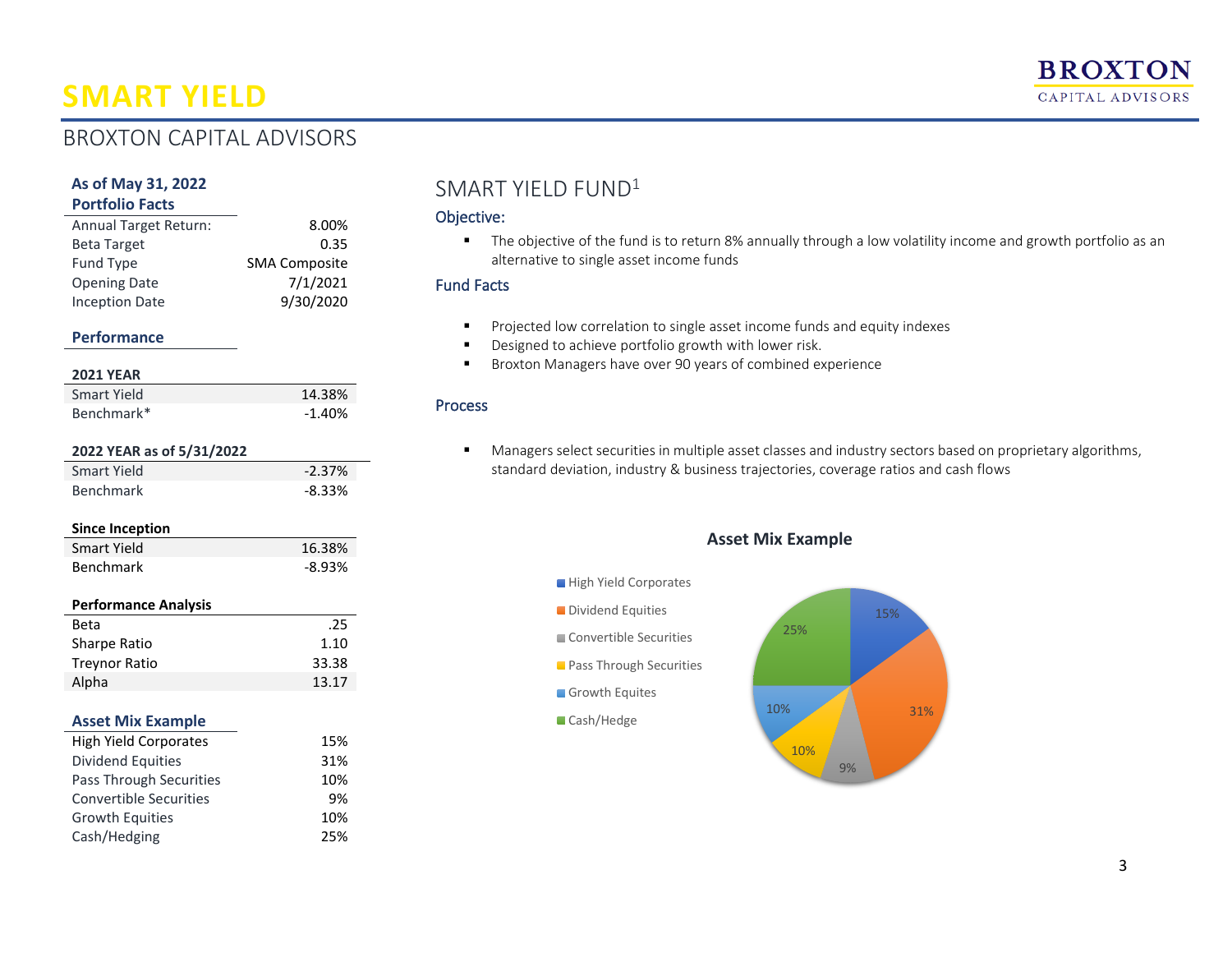# SMART YIELD

## BROXTON CAPITAL ADVISORS

### As of May 31, 2022
### Portfolio Facts

| | |
|---|---|
| Annual Target Return: | 8.00% |
| Beta Target | 0.35 |
| Fund Type | SMA Composite |
| Opening Date | 7/1/2021 |
| Inception Date | 9/30/2020 |

### Performance

| 2021 YEAR | |
|---|---|
| Smart Yield | 14.38% |
| Benchmark* | -1.40% |

| 2022 YEAR as of 5/31/2022 | |
|---|---|
| Smart Yield | -2.37% |
| Benchmark | -8.33% |

| Since Inception | |
|---|---|
| Smart Yield | 16.38% |
| Benchmark | -8.93% |

| Performance Analysis | |
|---|---|
| Beta | .25 |
| Sharpe Ratio | 1.10 |
| Treynor Ratio | 33.38 |
| Alpha | 13.17 |

### Asset Mix Example

| | |
|---|---|
| High Yield Corporates | 15% |
| Dividend Equities | 31% |
| Pass Through Securities | 10% |
| Convertible Securities | 9% |
| Growth Equities | 10% |
| Cash/Hedging | 25% |

## SMART YIELD FUND[1]

### Objective:

- The objective of the fund is to return 8% annually through a low volatility income and growth portfolio as an alternative to single asset income funds

### Fund Facts

- Projected low correlation to single asset income funds and equity indexes
- Designed to achieve portfolio growth with lower risk.
- Broxton Managers have over 90 years of combined experience

### Process

- Managers select securities in multiple asset classes and industry sectors based on proprietary algorithms, standard deviation, industry & business trajectories, coverage ratios and cash flows

**Asset Mix Example**

| Asset | % |
|---|---|
| High Yield Corporates | 15% |
| Dividend Equities | 31% |
| Convertible Securities | 9% |
| Pass Through Securities | 10% |
| Growth Equites | 10% |
| Cash/Hedge | 25% |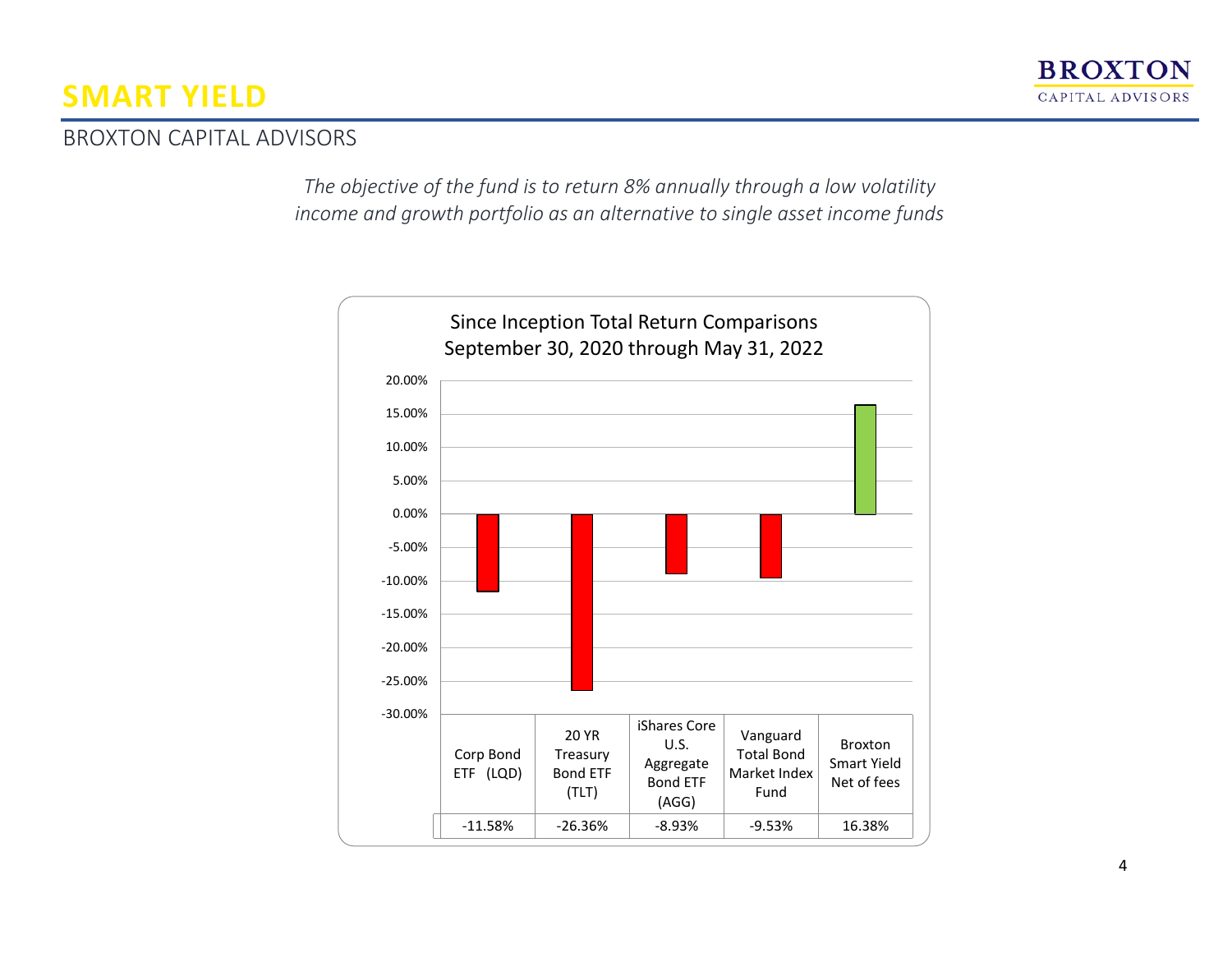# SMART YIELD

BROXTON CAPITAL ADVISORS

*The objective of the fund is to return 8% annually through a low volatility income and growth portfolio as an alternative to single asset income funds*

**Since Inception Total Return Comparisons**
**September 30, 2020 through May 31, 2022**

| Corp Bond ETF (LQD) | 20 YR Treasury Bond ETF (TLT) | iShares Core U.S. Aggregate Bond ETF (AGG) | Vanguard Total Bond Market Index Fund | Broxton Smart Yield Net of fees |
|---|---|---|---|---|
| -11.58% | -26.36% | -8.93% | -9.53% | 16.38% |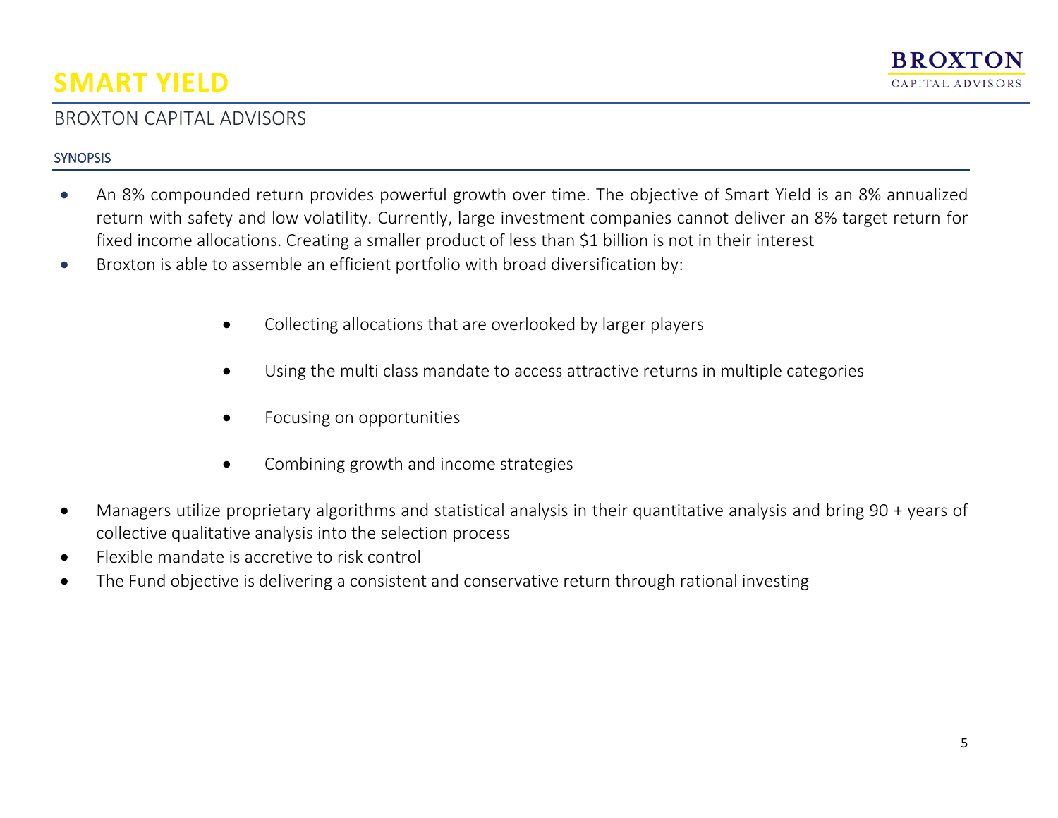# SMART YIELD

## BROXTON CAPITAL ADVISORS

### SYNOPSIS

- An 8% compounded return provides powerful growth over time. The objective of Smart Yield is an 8% annualized return with safety and low volatility. Currently, large investment companies cannot deliver an 8% target return for fixed income allocations. Creating a smaller product of less than $1 billion is not in their interest
- Broxton is able to assemble an efficient portfolio with broad diversification by:
    - Collecting allocations that are overlooked by larger players
    - Using the multi class mandate to access attractive returns in multiple categories
    - Focusing on opportunities
    - Combining growth and income strategies
- Managers utilize proprietary algorithms and statistical analysis in their quantitative analysis and bring 90 + years of collective qualitative analysis into the selection process
- Flexible mandate is accretive to risk control
- The Fund objective is delivering a consistent and conservative return through rational investing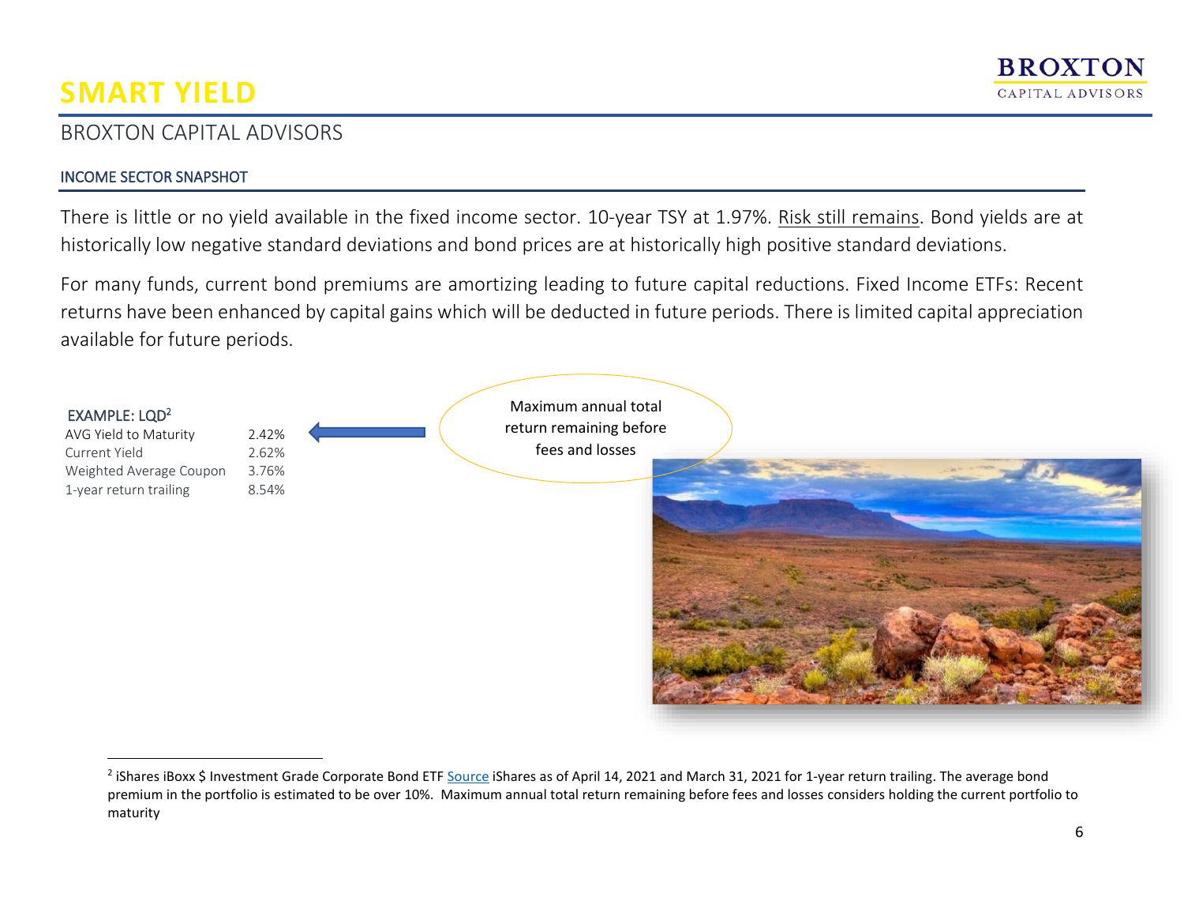# SMART YIELD

## BROXTON CAPITAL ADVISORS

### INCOME SECTOR SNAPSHOT

There is little or no yield available in the fixed income sector. 10-year TSY at 1.97%. Risk still remains. Bond yields are at historically low negative standard deviations and bond prices are at historically high positive standard deviations.

For many funds, current bond premiums are amortizing leading to future capital reductions. Fixed Income ETFs: Recent returns have been enhanced by capital gains which will be deducted in future periods. There is limited capital appreciation available for future periods.

EXAMPLE: LQD[2]

| | |
|---|---|
| AVG Yield to Maturity | 2.42% |
| Current Yield | 2.62% |
| Weighted Average Coupon | 3.76% |
| 1-year return trailing | 8.54% |

Maximum annual total return remaining before fees and losses

---

[2] iShares iBoxx $ Investment Grade Corporate Bond ETF Source iShares as of April 14, 2021 and March 31, 2021 for 1-year return trailing. The average bond premium in the portfolio is estimated to be over 10%. Maximum annual total return remaining before fees and losses considers holding the current portfolio to maturity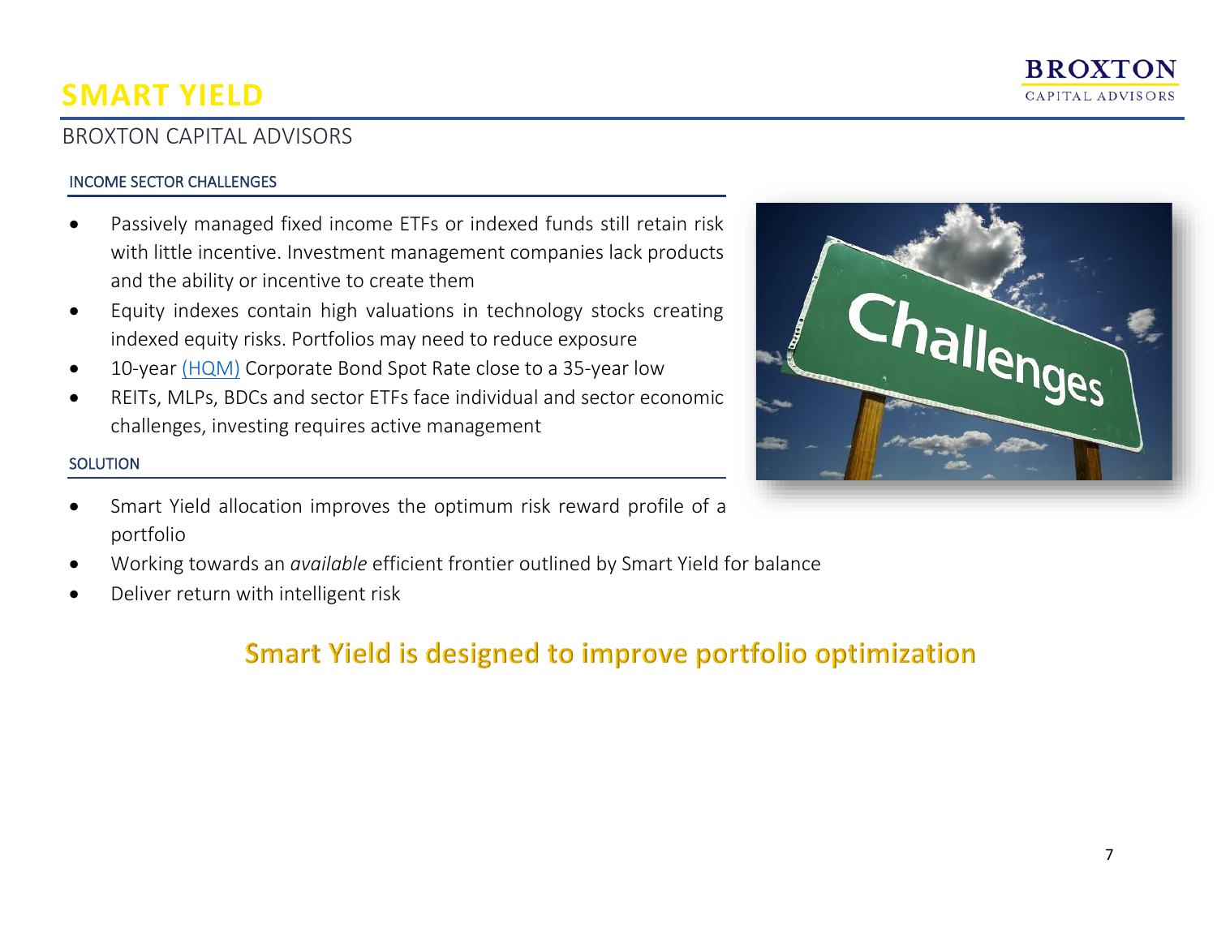# SMART YIELD

BROXTON CAPITAL ADVISORS

## INCOME SECTOR CHALLENGES

- Passively managed fixed income ETFs or indexed funds still retain risk with little incentive. Investment management companies lack products and the ability or incentive to create them
- Equity indexes contain high valuations in technology stocks creating indexed equity risks. Portfolios may need to reduce exposure
- 10-year (HQM) Corporate Bond Spot Rate close to a 35-year low
- REITs, MLPs, BDCs and sector ETFs face individual and sector economic challenges, investing requires active management

## SOLUTION

- Smart Yield allocation improves the optimum risk reward profile of a portfolio
- Working towards an *available* efficient frontier outlined by Smart Yield for balance
- Deliver return with intelligent risk

**Smart Yield is designed to improve portfolio optimization**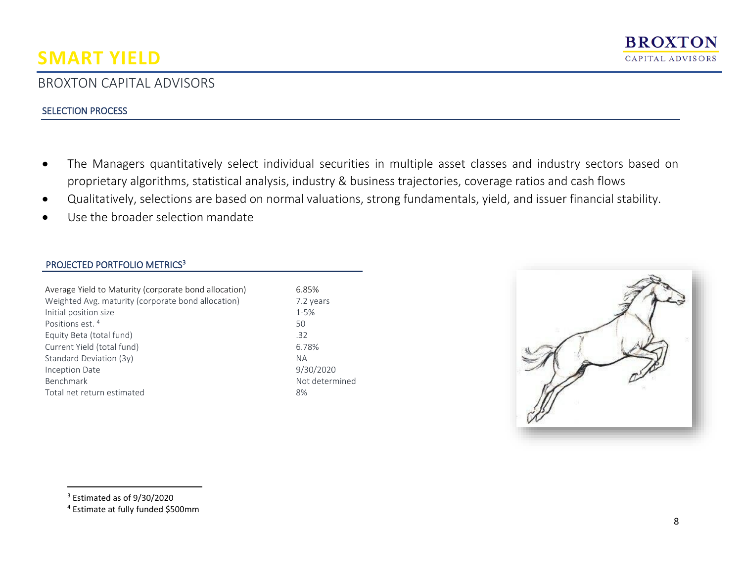# SMART YIELD

## BROXTON CAPITAL ADVISORS

### SELECTION PROCESS

- The Managers quantitatively select individual securities in multiple asset classes and industry sectors based on proprietary algorithms, statistical analysis, industry & business trajectories, coverage ratios and cash flows
- Qualitatively, selections are based on normal valuations, strong fundamentals, yield, and issuer financial stability.
- Use the broader selection mandate

### PROJECTED PORTFOLIO METRICS[3]

| | |
|---|---|
| Average Yield to Maturity (corporate bond allocation) | 6.85% |
| Weighted Avg. maturity (corporate bond allocation) | 7.2 years |
| Initial position size | 1-5% |
| Positions est. [4] | 50 |
| Equity Beta (total fund) | .32 |
| Current Yield (total fund) | 6.78% |
| Standard Deviation (3y) | NA |
| Inception Date | 9/30/2020 |
| Benchmark | Not determined |
| Total net return estimated | 8% |

[3] Estimated as of 9/30/2020

[4] Estimate at fully funded $500mm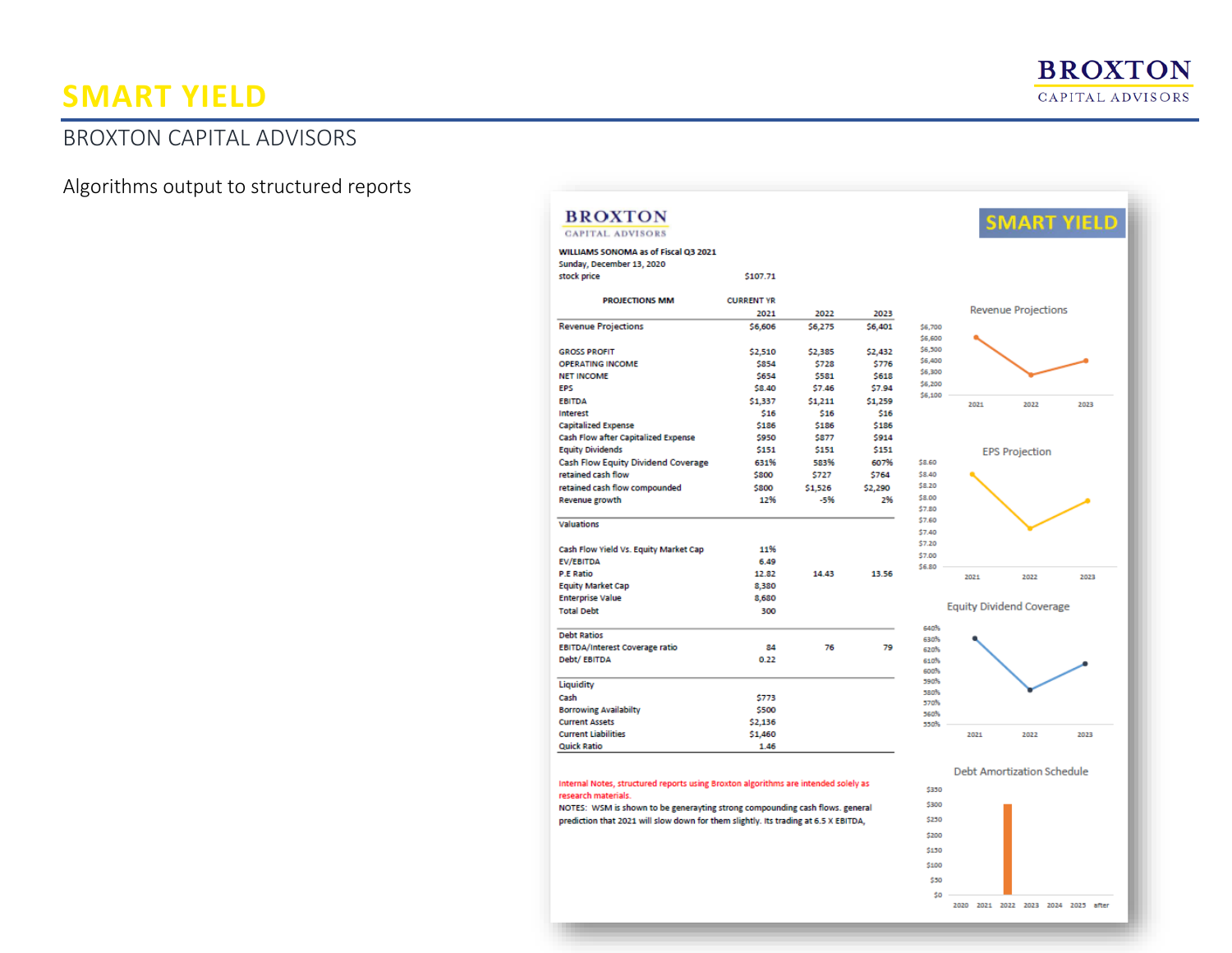# SMART YIELD

## BROXTON CAPITAL ADVISORS

Algorithms output to structured reports

**BROXTON**
CAPITAL ADVISORS

**SMART YIELD**

**WILLIAMS SONOMA as of Fiscal Q3 2021**
Sunday, December 13, 2020
stock price $107.71

| PROJECTIONS MM | CURRENT YR 2021 | 2022 | 2023 |
|---|---|---|---|
| Revenue Projections | $6,606 | $6,275 | $6,401 |
| GROSS PROFIT | $2,510 | $2,385 | $2,432 |
| OPERATING INCOME | $854 | $728 | $776 |
| NET INCOME | $654 | $581 | $618 |
| EPS | $8.40 | $7.46 | $7.94 |
| EBITDA | $1,337 | $1,211 | $1,259 |
| Interest | $16 | $16 | $16 |
| Capitalized Expense | $186 | $186 | $186 |
| Cash Flow after Capitalized Expense | $950 | $877 | $914 |
| Equity Dividends | $151 | $151 | $151 |
| Cash Flow Equity Dividend Coverage | 631% | 583% | 607% |
| retained cash flow | $800 | $727 | $764 |
| retained cash flow compounded | $800 | $1,526 | $2,290 |
| Revenue growth | 12% | -5% | 2% |
| **Valuations** | | | |
| Cash Flow Yield Vs. Equity Market Cap | 11% | | |
| EV/EBITDA | 6.49 | | |
| P.E Ratio | 12.82 | 14.43 | 13.56 |
| Equity Market Cap | 8,380 | | |
| Enterprise Value | 8,680 | | |
| Total Debt | 300 | | |
| **Debt Ratios** | | | |
| EBITDA/Interest Coverage ratio | 84 | 76 | 79 |
| Debt/ EBITDA | 0.22 | | |
| **Liquidity** | | | |
| Cash | $773 | | |
| Borrowing Availabilty | $500 | | |
| Current Assets | $2,136 | | |
| Current Liabilities | $1,460 | | |
| Quick Ratio | 1.46 | | |

Internal Notes, structured reports using Broxton algorithms are intended solely as research materials.

NOTES: WSM is shown to be generayting strong compounding cash flows. general prediction that 2021 will slow down for them slightly. Its trading at 6.5 X EBITDA,

Revenue Projections

EPS Projection

Equity Dividend Coverage

Debt Amortization Schedule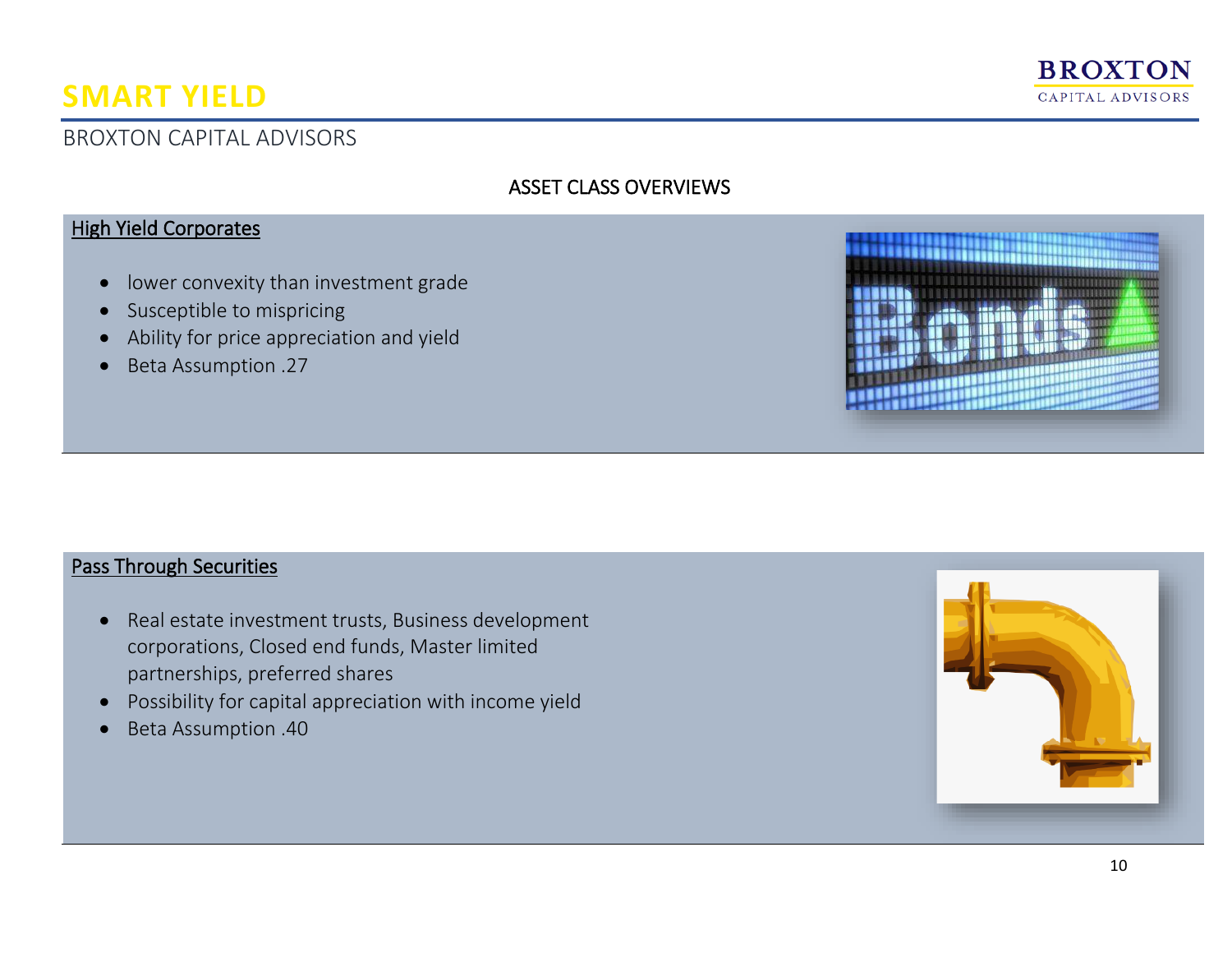### ASSET CLASS OVERVIEWS

**High Yield Corporates**

- lower convexity than investment grade
- Susceptible to mispricing
- Ability for price appreciation and yield
- Beta Assumption .27

**Pass Through Securities**

- Real estate investment trusts, Business development corporations, Closed end funds, Master limited partnerships, preferred shares
- Possibility for capital appreciation with income yield
- Beta Assumption .40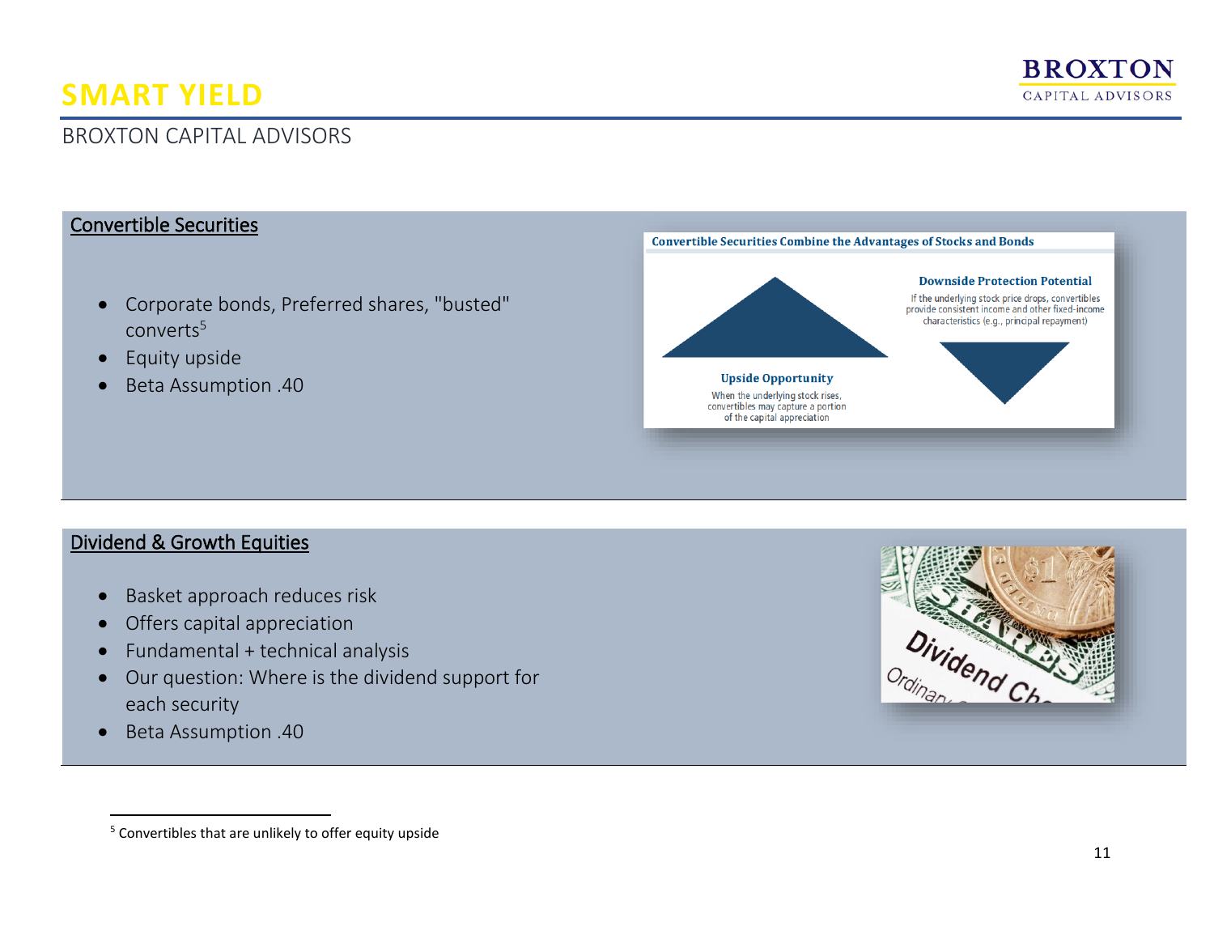# SMART YIELD

BROXTON CAPITAL ADVISORS

## Convertible Securities

- Corporate bonds, Preferred shares, "busted" converts[5]
- Equity upside
- Beta Assumption .40

**Convertible Securities Combine the Advantages of Stocks and Bonds**

**Downside Protection Potential**

If the underlying stock price drops, convertibles provide consistent income and other fixed-income characteristics (e.g., principal repayment)

**Upside Opportunity**

When the underlying stock rises, convertibles may capture a portion of the capital appreciation

## Dividend & Growth Equities

- Basket approach reduces risk
- Offers capital appreciation
- Fundamental + technical analysis
- Our question: Where is the dividend support for each security
- Beta Assumption .40

[5] Convertibles that are unlikely to offer equity upside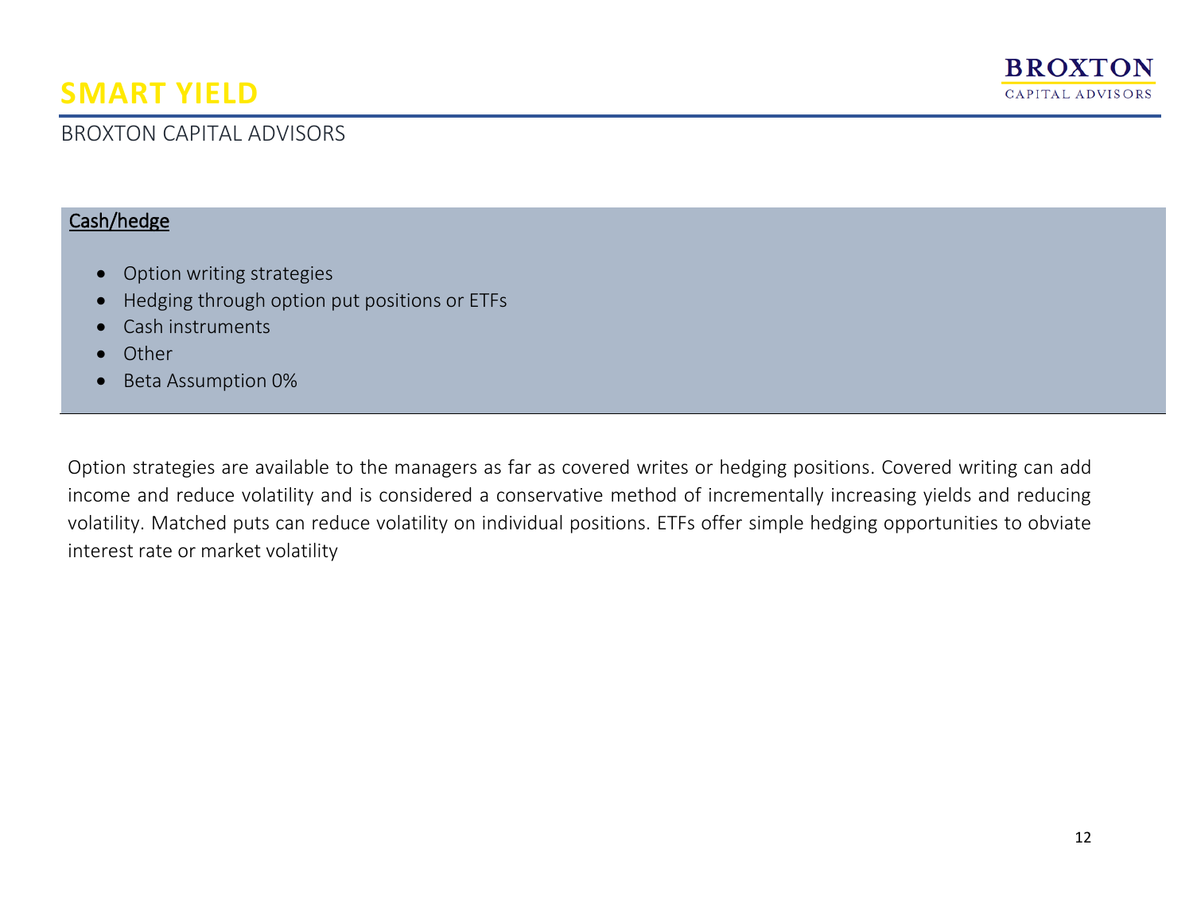# SMART YIELD

BROXTON CAPITAL ADVISORS

Cash/hedge

- Option writing strategies
- Hedging through option put positions or ETFs
- Cash instruments
- Other
- Beta Assumption 0%

Option strategies are available to the managers as far as covered writes or hedging positions. Covered writing can add income and reduce volatility and is considered a conservative method of incrementally increasing yields and reducing volatility. Matched puts can reduce volatility on individual positions. ETFs offer simple hedging opportunities to obviate interest rate or market volatility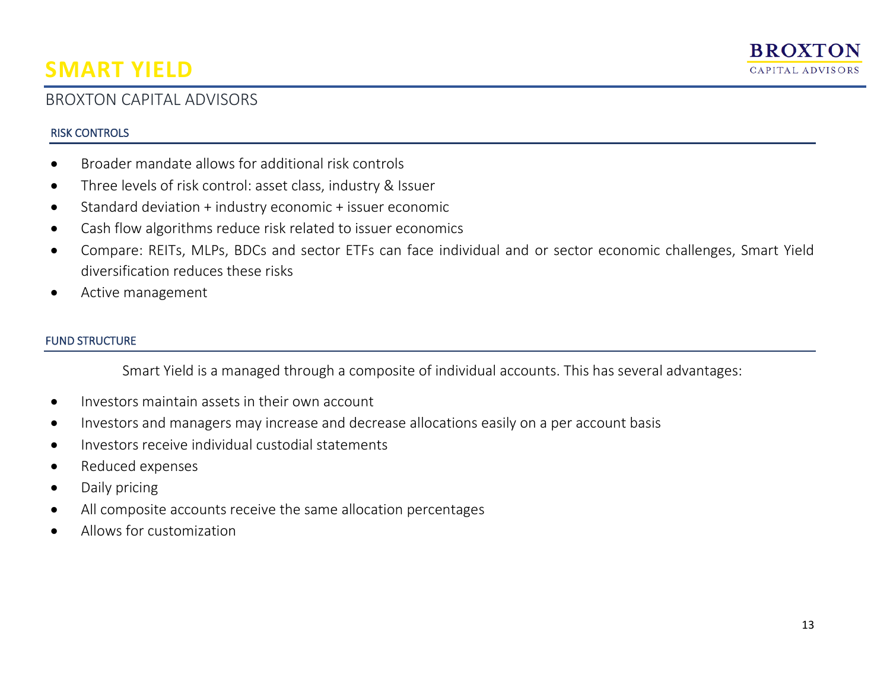# SMART YIELD

BROXTON CAPITAL ADVISORS

### RISK CONTROLS

- Broader mandate allows for additional risk controls
- Three levels of risk control: asset class, industry & Issuer
- Standard deviation + industry economic + issuer economic
- Cash flow algorithms reduce risk related to issuer economics
- Compare: REITs, MLPs, BDCs and sector ETFs can face individual and or sector economic challenges, Smart Yield diversification reduces these risks
- Active management

### FUND STRUCTURE

Smart Yield is a managed through a composite of individual accounts. This has several advantages:

- Investors maintain assets in their own account
- Investors and managers may increase and decrease allocations easily on a per account basis
- Investors receive individual custodial statements
- Reduced expenses
- Daily pricing
- All composite accounts receive the same allocation percentages
- Allows for customization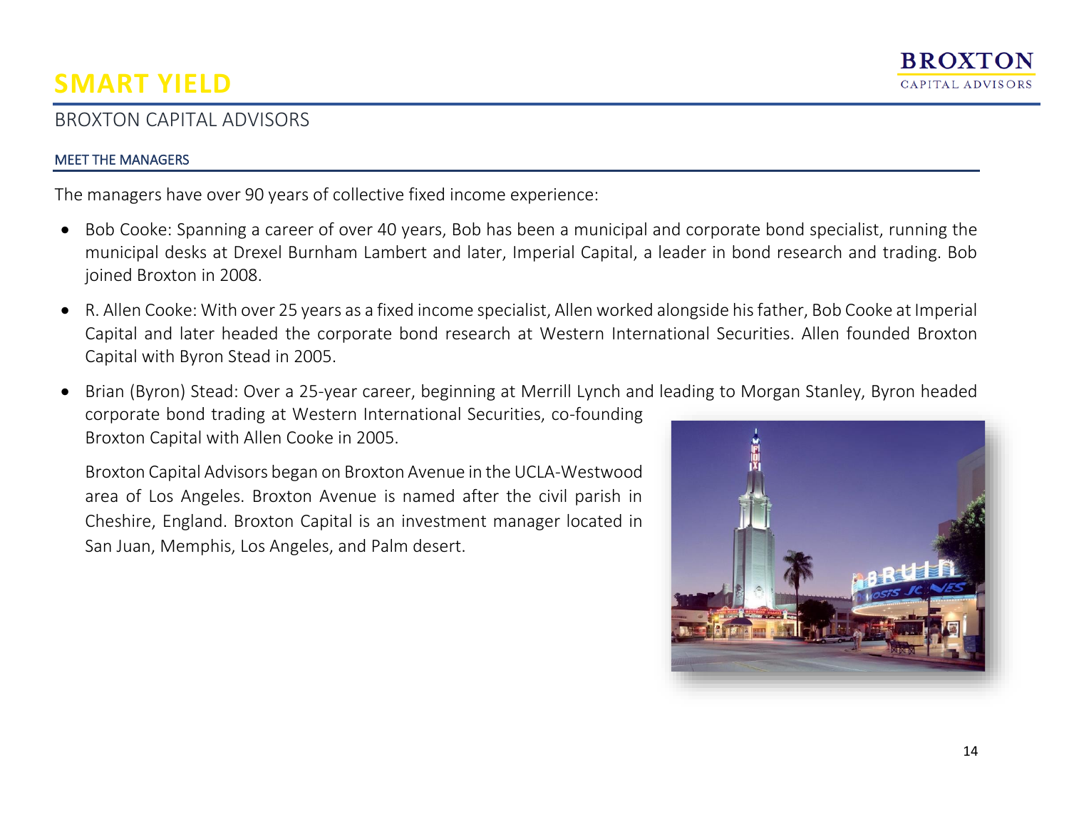# SMART YIELD

## BROXTON CAPITAL ADVISORS

### MEET THE MANAGERS

The managers have over 90 years of collective fixed income experience:

- Bob Cooke: Spanning a career of over 40 years, Bob has been a municipal and corporate bond specialist, running the municipal desks at Drexel Burnham Lambert and later, Imperial Capital, a leader in bond research and trading. Bob joined Broxton in 2008.
- R. Allen Cooke: With over 25 years as a fixed income specialist, Allen worked alongside his father, Bob Cooke at Imperial Capital and later headed the corporate bond research at Western International Securities. Allen founded Broxton Capital with Byron Stead in 2005.
- Brian (Byron) Stead: Over a 25-year career, beginning at Merrill Lynch and leading to Morgan Stanley, Byron headed corporate bond trading at Western International Securities, co-founding Broxton Capital with Allen Cooke in 2005.

  Broxton Capital Advisors began on Broxton Avenue in the UCLA-Westwood area of Los Angeles. Broxton Avenue is named after the civil parish in Cheshire, England. Broxton Capital is an investment manager located in San Juan, Memphis, Los Angeles, and Palm desert.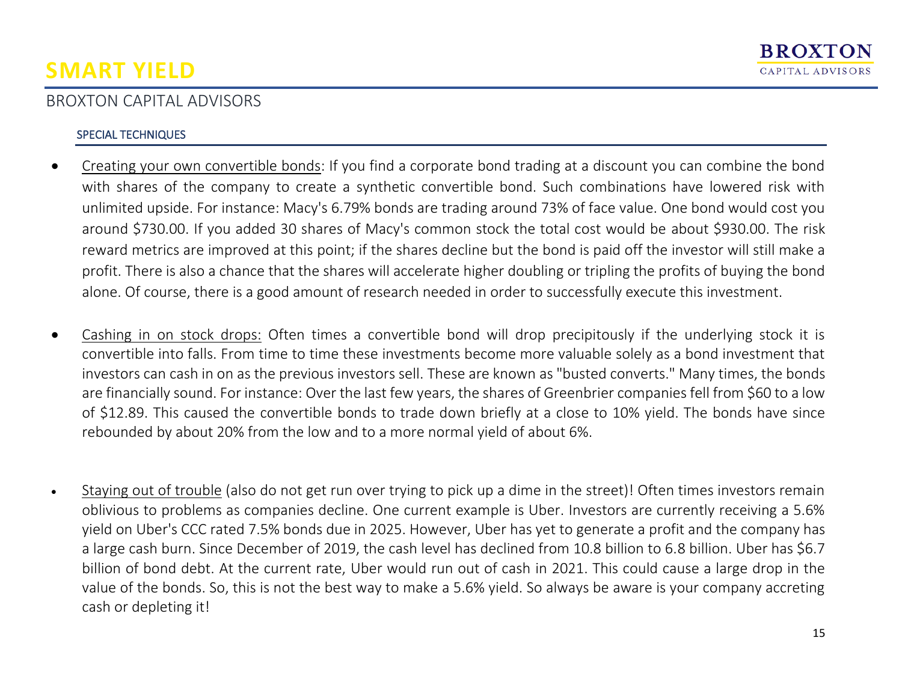## SMART YIELD

BROXTON CAPITAL ADVISORS

### SPECIAL TECHNIQUES

- Creating your own convertible bonds: If you find a corporate bond trading at a discount you can combine the bond with shares of the company to create a synthetic convertible bond. Such combinations have lowered risk with unlimited upside. For instance: Macy's 6.79% bonds are trading around 73% of face value. One bond would cost you around $730.00. If you added 30 shares of Macy's common stock the total cost would be about $930.00. The risk reward metrics are improved at this point; if the shares decline but the bond is paid off the investor will still make a profit. There is also a chance that the shares will accelerate higher doubling or tripling the profits of buying the bond alone. Of course, there is a good amount of research needed in order to successfully execute this investment.

- Cashing in on stock drops: Often times a convertible bond will drop precipitously if the underlying stock it is convertible into falls. From time to time these investments become more valuable solely as a bond investment that investors can cash in on as the previous investors sell. These are known as "busted converts." Many times, the bonds are financially sound. For instance: Over the last few years, the shares of Greenbrier companies fell from $60 to a low of $12.89. This caused the convertible bonds to trade down briefly at a close to 10% yield. The bonds have since rebounded by about 20% from the low and to a more normal yield of about 6%.

- Staying out of trouble (also do not get run over trying to pick up a dime in the street)! Often times investors remain oblivious to problems as companies decline. One current example is Uber. Investors are currently receiving a 5.6% yield on Uber's CCC rated 7.5% bonds due in 2025. However, Uber has yet to generate a profit and the company has a large cash burn. Since December of 2019, the cash level has declined from 10.8 billion to 6.8 billion. Uber has $6.7 billion of bond debt. At the current rate, Uber would run out of cash in 2021. This could cause a large drop in the value of the bonds. So, this is not the best way to make a 5.6% yield. So always be aware is your company accreting cash or depleting it!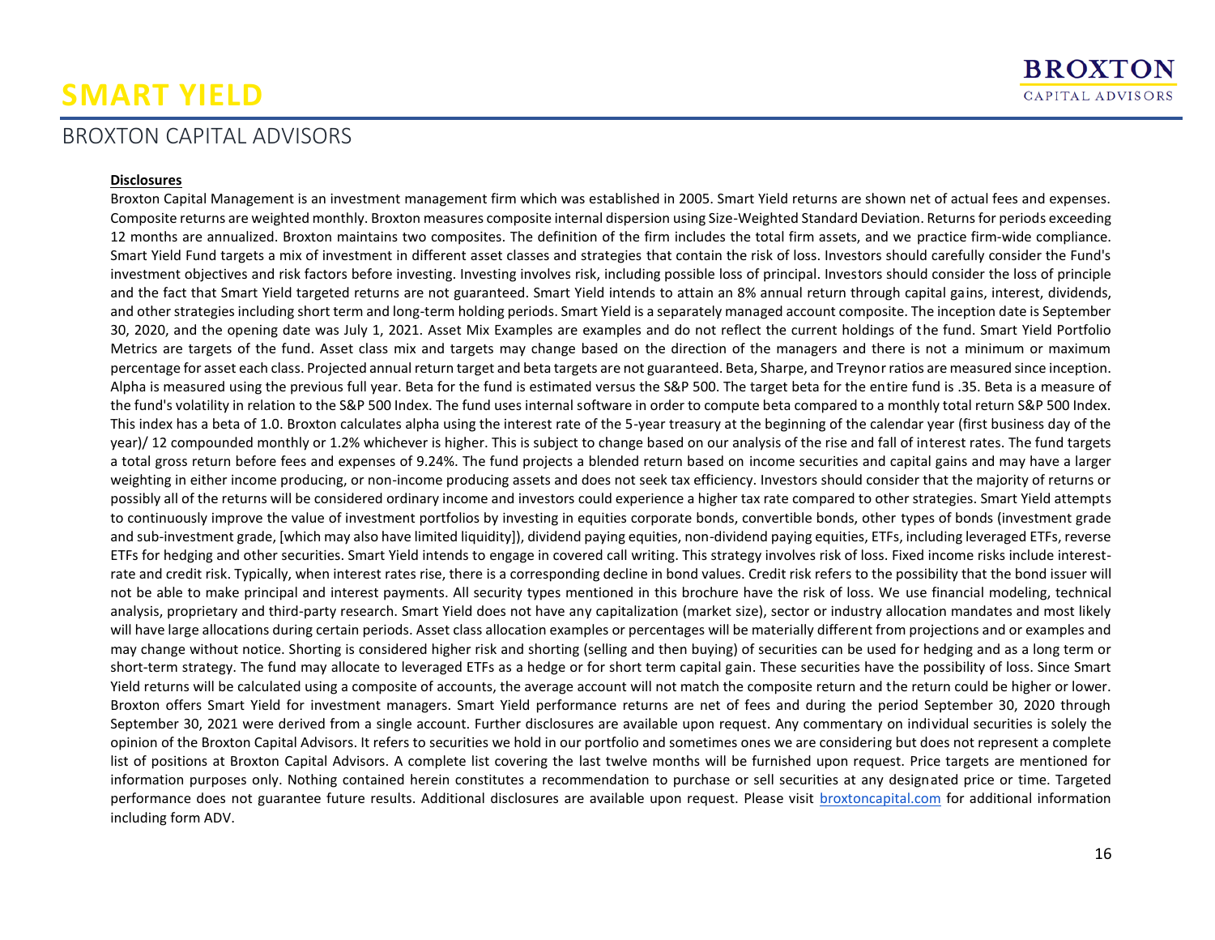# SMART YIELD

## BROXTON CAPITAL ADVISORS

**Disclosures**

Broxton Capital Management is an investment management firm which was established in 2005. Smart Yield returns are shown net of actual fees and expenses. Composite returns are weighted monthly. Broxton measures composite internal dispersion using Size-Weighted Standard Deviation. Returns for periods exceeding 12 months are annualized. Broxton maintains two composites. The definition of the firm includes the total firm assets, and we practice firm-wide compliance. Smart Yield Fund targets a mix of investment in different asset classes and strategies that contain the risk of loss. Investors should carefully consider the Fund's investment objectives and risk factors before investing. Investing involves risk, including possible loss of principal. Investors should consider the loss of principle and the fact that Smart Yield targeted returns are not guaranteed. Smart Yield intends to attain an 8% annual return through capital gains, interest, dividends, and other strategies including short term and long-term holding periods. Smart Yield is a separately managed account composite. The inception date is September 30, 2020, and the opening date was July 1, 2021. Asset Mix Examples are examples and do not reflect the current holdings of the fund. Smart Yield Portfolio Metrics are targets of the fund. Asset class mix and targets may change based on the direction of the managers and there is not a minimum or maximum percentage for asset each class. Projected annual return target and beta targets are not guaranteed. Beta, Sharpe, and Treynor ratios are measured since inception. Alpha is measured using the previous full year. Beta for the fund is estimated versus the S&P 500. The target beta for the entire fund is .35. Beta is a measure of the fund's volatility in relation to the S&P 500 Index. The fund uses internal software in order to compute beta compared to a monthly total return S&P 500 Index. This index has a beta of 1.0. Broxton calculates alpha using the interest rate of the 5-year treasury at the beginning of the calendar year (first business day of the year)/ 12 compounded monthly or 1.2% whichever is higher. This is subject to change based on our analysis of the rise and fall of interest rates. The fund targets a total gross return before fees and expenses of 9.24%. The fund projects a blended return based on income securities and capital gains and may have a larger weighting in either income producing, or non-income producing assets and does not seek tax efficiency. Investors should consider that the majority of returns or possibly all of the returns will be considered ordinary income and investors could experience a higher tax rate compared to other strategies. Smart Yield attempts to continuously improve the value of investment portfolios by investing in equities corporate bonds, convertible bonds, other types of bonds (investment grade and sub-investment grade, [which may also have limited liquidity]), dividend paying equities, non-dividend paying equities, ETFs, including leveraged ETFs, reverse ETFs for hedging and other securities. Smart Yield intends to engage in covered call writing. This strategy involves risk of loss. Fixed income risks include interest-rate and credit risk. Typically, when interest rates rise, there is a corresponding decline in bond values. Credit risk refers to the possibility that the bond issuer will not be able to make principal and interest payments. All security types mentioned in this brochure have the risk of loss. We use financial modeling, technical analysis, proprietary and third-party research. Smart Yield does not have any capitalization (market size), sector or industry allocation mandates and most likely will have large allocations during certain periods. Asset class allocation examples or percentages will be materially different from projections and or examples and may change without notice. Shorting is considered higher risk and shorting (selling and then buying) of securities can be used for hedging and as a long term or short-term strategy. The fund may allocate to leveraged ETFs as a hedge or for short term capital gain. These securities have the possibility of loss. Since Smart Yield returns will be calculated using a composite of accounts, the average account will not match the composite return and the return could be higher or lower. Broxton offers Smart Yield for investment managers. Smart Yield performance returns are net of fees and during the period September 30, 2020 through September 30, 2021 were derived from a single account. Further disclosures are available upon request. Any commentary on individual securities is solely the opinion of the Broxton Capital Advisors. It refers to securities we hold in our portfolio and sometimes ones we are considering but does not represent a complete list of positions at Broxton Capital Advisors. A complete list covering the last twelve months will be furnished upon request. Price targets are mentioned for information purposes only. Nothing contained herein constitutes a recommendation to purchase or sell securities at any designated price or time. Targeted performance does not guarantee future results. Additional disclosures are available upon request. Please visit broxtoncapital.com for additional information including form ADV.